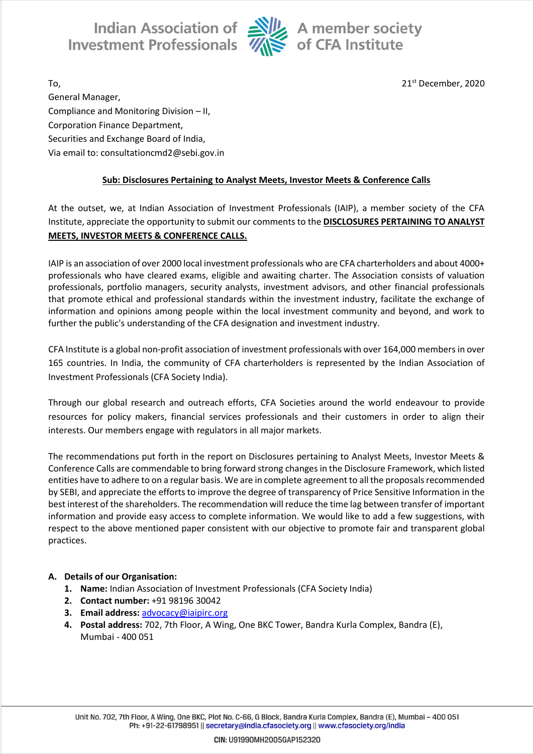To,

General Manager,

Compliance and Monitoring Division – II,

Corporation Finance Department,

Securities and Exchange Board of India,

Via email to: consultationcmd2@sebi.gov.in

21st December, 2020

**Sub: Disclosures Pertaining to Analyst Meets, Investor Meets & Conference Calls**

At the outset, we, at Indian Association of Investment Professionals (IAIP), a member society of the CFA Institute, appreciate the opportunity to submit our comments to the **DISCLOSURES PERTAINING TO ANALYST MEETS, INVESTOR MEETS & CONFERENCE CALLS.**

IAIP is an association of over 2000 local investment professionals who are CFA charterholders and about 4000+ professionals who have cleared exams, eligible and awaiting charter. The Association consists of valuation professionals, portfolio managers, security analysts, investment advisors, and other financial professionals that promote ethical and professional standards within the investment industry, facilitate the exchange of information and opinions among people within the local investment community and beyond, and work to further the public's understanding of the CFA designation and investment industry.

CFA Institute is a global non-profit association of investment professionals with over 164,000 members in over 165 countries. In India, the community of CFA charterholders is represented by the Indian Association of Investment Professionals (CFA Society India).

Through our global research and outreach efforts, CFA Societies around the world endeavour to provide resources for policy makers, financial services professionals and their customers in order to align their interests. Our members engage with regulators in all major markets.

The recommendations put forth in the report on Disclosures pertaining to Analyst Meets, Investor Meets & Conference Calls are commendable to bring forward strong changes in the Disclosure Framework, which listed entities have to adhere to on a regular basis. We are in complete agreement to all the proposals recommended by SEBI, and appreciate the efforts to improve the degree of transparency of Price Sensitive Information in the best interest of the shareholders. The recommendation will reduce the time lag between transfer of important information and provide easy access to complete information. We would like to add a few suggestions, with respect to the above mentioned paper consistent with our objective to promote fair and transparent global practices.

**A. Details of our Organisation:**

1. **Name:** Indian Association of Investment Professionals (CFA Society India)
2. **Contact number:** +91 98196 30042
3. **Email address:** advocacy@iaipirc.org
4. **Postal address:** 702, 7th Floor, A Wing, One BKC Tower, Bandra Kurla Complex, Bandra (E), Mumbai - 400 051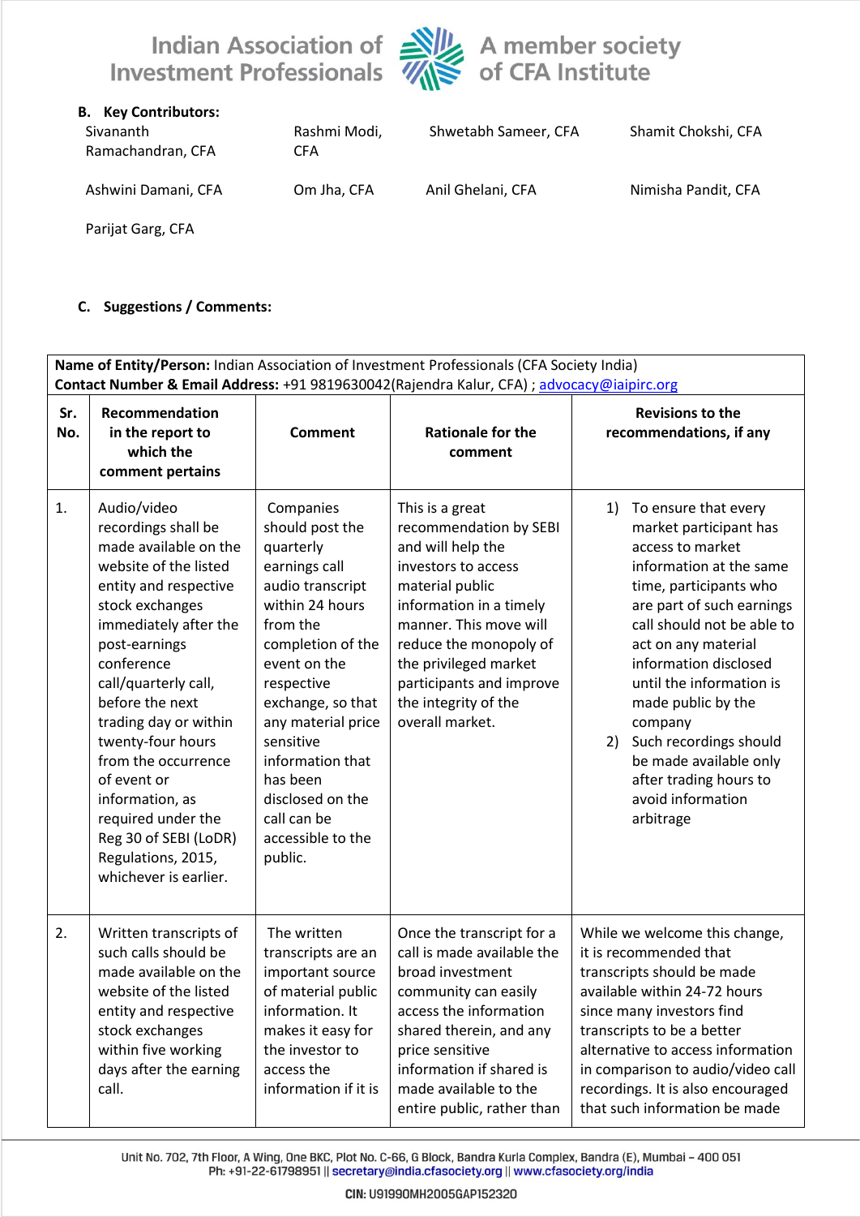## B. Key Contributors:

| | | | |
|---|---|---|---|
| Sivananth Ramachandran, CFA | Rashmi Modi, CFA | Shwetabh Sameer, CFA | Shamit Chokshi, CFA |
| Ashwini Damani, CFA | Om Jha, CFA | Anil Ghelani, CFA | Nimisha Pandit, CFA |
| Parijat Garg, CFA | | | |

## C. Suggestions / Comments:

**Name of Entity/Person:** Indian Association of Investment Professionals (CFA Society India)
**Contact Number & Email Address:** +91 9819630042(Rajendra Kalur, CFA) ; advocacy@iaipirc.org

| Sr. No. | Recommendation in the report to which the comment pertains | Comment | Rationale for the comment | Revisions to the recommendations, if any |
|---|---|---|---|---|
| 1. | Audio/video recordings shall be made available on the website of the listed entity and respective stock exchanges immediately after the post-earnings conference call/quarterly call, before the next trading day or within twenty-four hours from the occurrence of event or information, as required under the Reg 30 of SEBI (LoDR) Regulations, 2015, whichever is earlier. | Companies should post the quarterly earnings call audio transcript within 24 hours from the completion of the event on the respective exchange, so that any material price sensitive information that has been disclosed on the call can be accessible to the public. | This is a great recommendation by SEBI and will help the investors to access material public information in a timely manner. This move will reduce the monopoly of the privileged market participants and improve the integrity of the overall market. | 1) To ensure that every market participant has access to market information at the same time, participants who are part of such earnings call should not be able to act on any material information disclosed until the information is made public by the company<br>2) Such recordings should be made available only after trading hours to avoid information arbitrage |
| 2. | Written transcripts of such calls should be made available on the website of the listed entity and respective stock exchanges within five working days after the earning call. | The written transcripts are an important source of material public information. It makes it easy for the investor to access the information if it is | Once the transcript for a call is made available the broad investment community can easily access the information shared therein, and any price sensitive information if shared is made available to the entire public, rather than | While we welcome this change, it is recommended that transcripts should be made available within 24-72 hours since many investors find transcripts to be a better alternative to access information in comparison to audio/video call recordings. It is also encouraged that such information be made |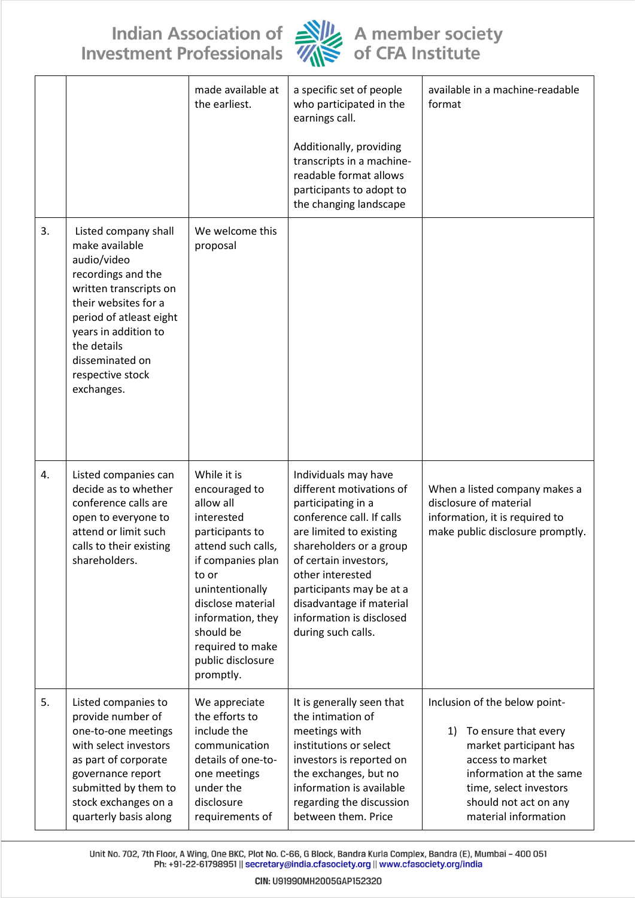| | | made available at the earliest. | a specific set of people who participated in the earnings call.<br><br>Additionally, providing transcripts in a machine-readable format allows participants to adopt to the changing landscape | available in a machine-readable format |
|---|---|---|---|---|
| 3. | Listed company shall make available audio/video recordings and the written transcripts on their websites for a period of atleast eight years in addition to the details disseminated on respective stock exchanges. | We welcome this proposal | | |
| 4. | Listed companies can decide as to whether conference calls are open to everyone to attend or limit such calls to their existing shareholders. | While it is encouraged to allow all interested participants to attend such calls, if companies plan to or unintentionally disclose material information, they should be required to make public disclosure promptly. | Individuals may have different motivations of participating in a conference call. If calls are limited to existing shareholders or a group of certain investors, other interested participants may be at a disadvantage if material information is disclosed during such calls. | When a listed company makes a disclosure of material information, it is required to make public disclosure promptly. |
| 5. | Listed companies to provide number of one-to-one meetings with select investors as part of corporate governance report submitted by them to stock exchanges on a quarterly basis along | We appreciate the efforts to include the communication details of one-to-one meetings under the disclosure requirements of | It is generally seen that the intimation of meetings with institutions or select investors is reported on the exchanges, but no information is available regarding the discussion between them. Price | Inclusion of the below point-<br><br>1) To ensure that every market participant has access to market information at the same time, select investors should not act on any material information |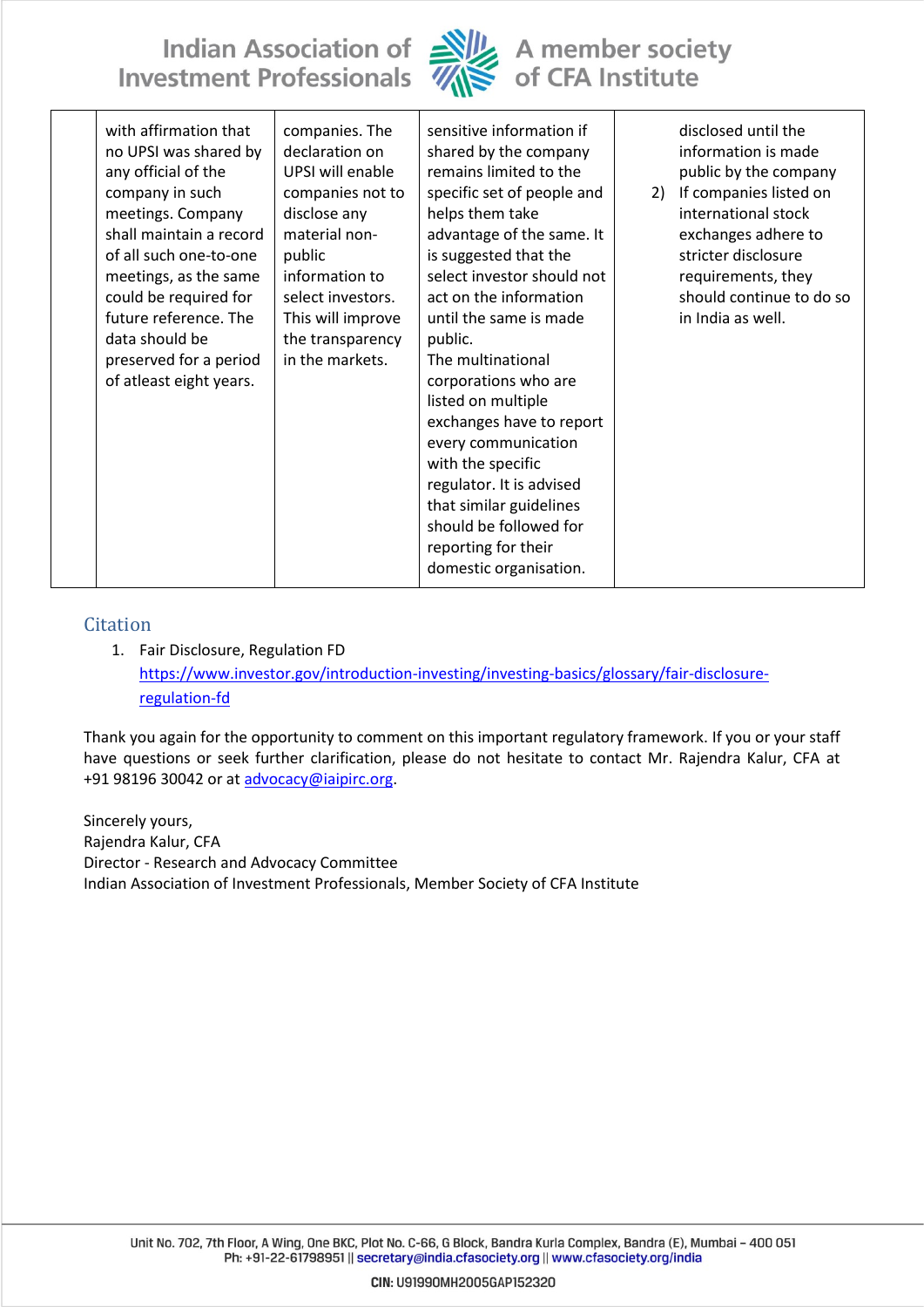| | | | | |
|---|---|---|---|---|
| | with affirmation that no UPSI was shared by any official of the company in such meetings. Company shall maintain a record of all such one-to-one meetings, as the same could be required for future reference. The data should be preserved for a period of atleast eight years. | companies. The declaration on UPSI will enable companies not to disclose any material non-public information to select investors. This will improve the transparency in the markets. | sensitive information if shared by the company remains limited to the specific set of people and helps them take advantage of the same. It is suggested that the select investor should not act on the information until the same is made public. The multinational corporations who are listed on multiple exchanges have to report every communication with the specific regulator. It is advised that similar guidelines should be followed for reporting for their domestic organisation. | disclosed until the information is made public by the company<br>2) If companies listed on international stock exchanges adhere to stricter disclosure requirements, they should continue to do so in India as well. |

## Citation

1. Fair Disclosure, Regulation FD
   https://www.investor.gov/introduction-investing/investing-basics/glossary/fair-disclosure-regulation-fd

Thank you again for the opportunity to comment on this important regulatory framework. If you or your staff have questions or seek further clarification, please do not hesitate to contact Mr. Rajendra Kalur, CFA at +91 98196 30042 or at advocacy@iaipirc.org.

Sincerely yours,
Rajendra Kalur, CFA
Director - Research and Advocacy Committee
Indian Association of Investment Professionals, Member Society of CFA Institute